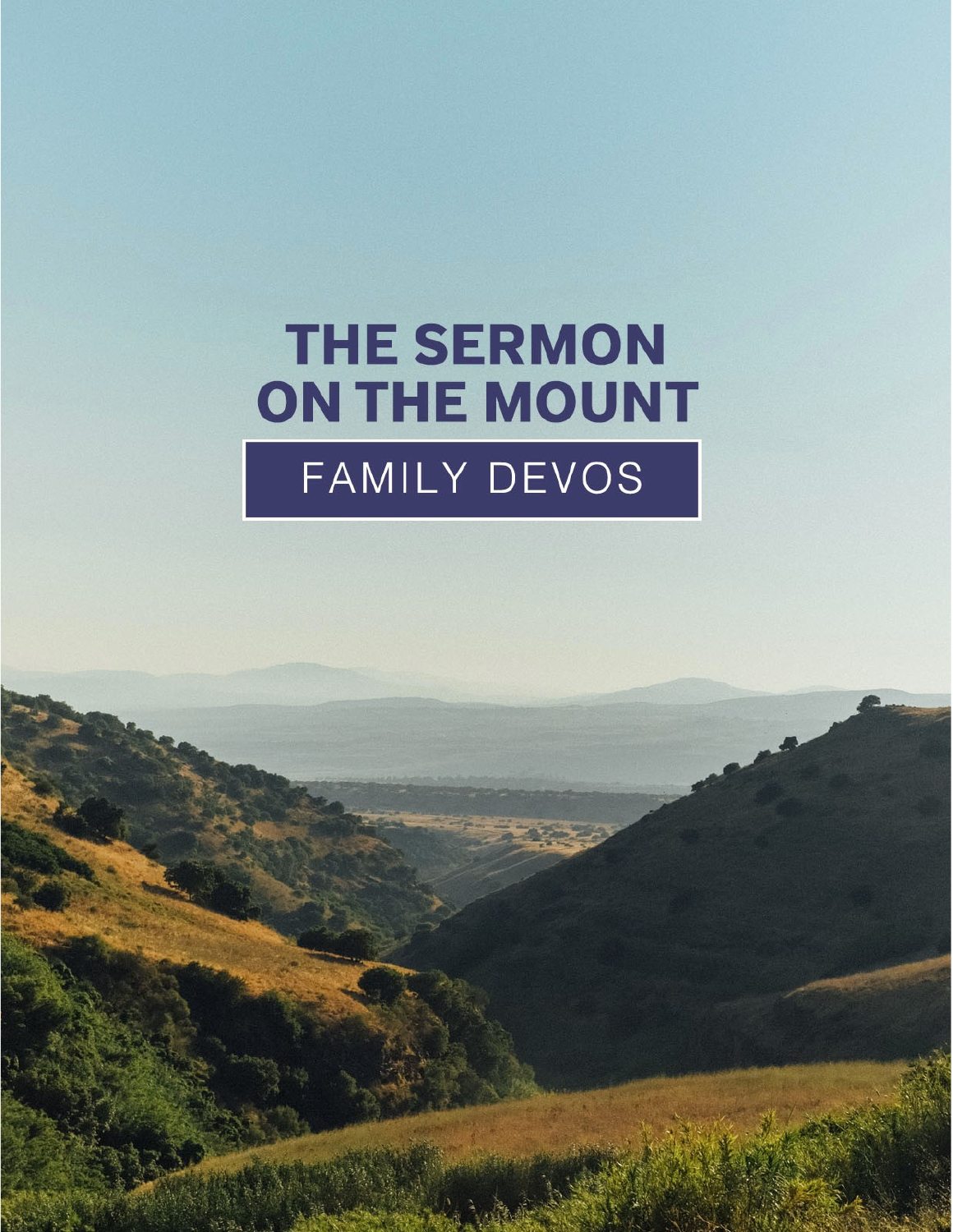# THE SERMON ON THE MOUNT

## FAMILY DEVOS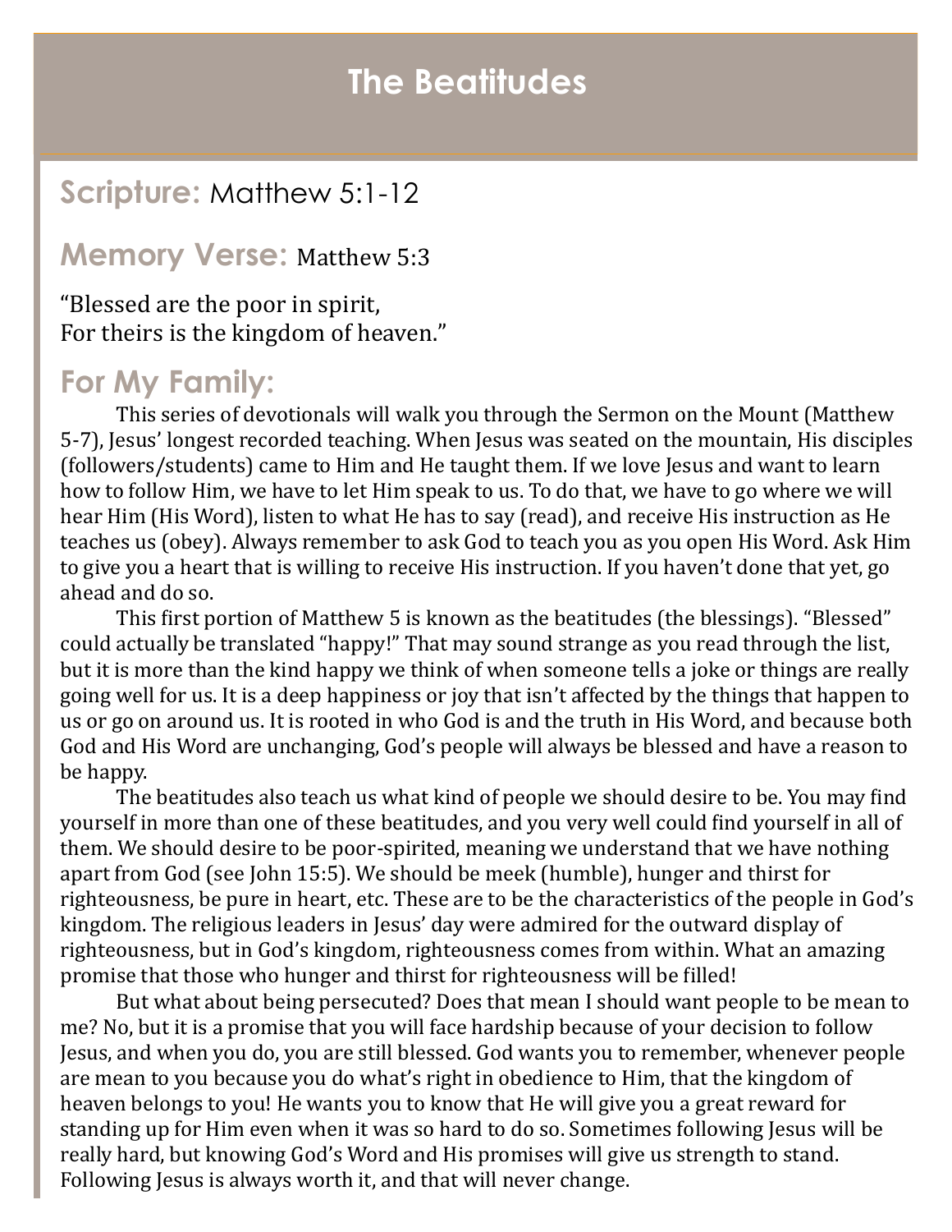# The Beatitudes

## Scripture: Matthew 5:1-12

## Memory Verse: Matthew 5:3

"Blessed are the poor in spirit,
For theirs is the kingdom of heaven."

## For My Family:

This series of devotionals will walk you through the Sermon on the Mount (Matthew 5-7), Jesus' longest recorded teaching. When Jesus was seated on the mountain, His disciples (followers/students) came to Him and He taught them. If we love Jesus and want to learn how to follow Him, we have to let Him speak to us. To do that, we have to go where we will hear Him (His Word), listen to what He has to say (read), and receive His instruction as He teaches us (obey). Always remember to ask God to teach you as you open His Word. Ask Him to give you a heart that is willing to receive His instruction. If you haven't done that yet, go ahead and do so.

This first portion of Matthew 5 is known as the beatitudes (the blessings). "Blessed" could actually be translated "happy!" That may sound strange as you read through the list, but it is more than the kind happy we think of when someone tells a joke or things are really going well for us. It is a deep happiness or joy that isn't affected by the things that happen to us or go on around us. It is rooted in who God is and the truth in His Word, and because both God and His Word are unchanging, God's people will always be blessed and have a reason to be happy.

The beatitudes also teach us what kind of people we should desire to be. You may find yourself in more than one of these beatitudes, and you very well could find yourself in all of them. We should desire to be poor-spirited, meaning we understand that we have nothing apart from God (see John 15:5). We should be meek (humble), hunger and thirst for righteousness, be pure in heart, etc. These are to be the characteristics of the people in God's kingdom. The religious leaders in Jesus' day were admired for the outward display of righteousness, but in God's kingdom, righteousness comes from within. What an amazing promise that those who hunger and thirst for righteousness will be filled!

But what about being persecuted? Does that mean I should want people to be mean to me? No, but it is a promise that you will face hardship because of your decision to follow Jesus, and when you do, you are still blessed. God wants you to remember, whenever people are mean to you because you do what's right in obedience to Him, that the kingdom of heaven belongs to you! He wants you to know that He will give you a great reward for standing up for Him even when it was so hard to do so. Sometimes following Jesus will be really hard, but knowing God's Word and His promises will give us strength to stand. Following Jesus is always worth it, and that will never change.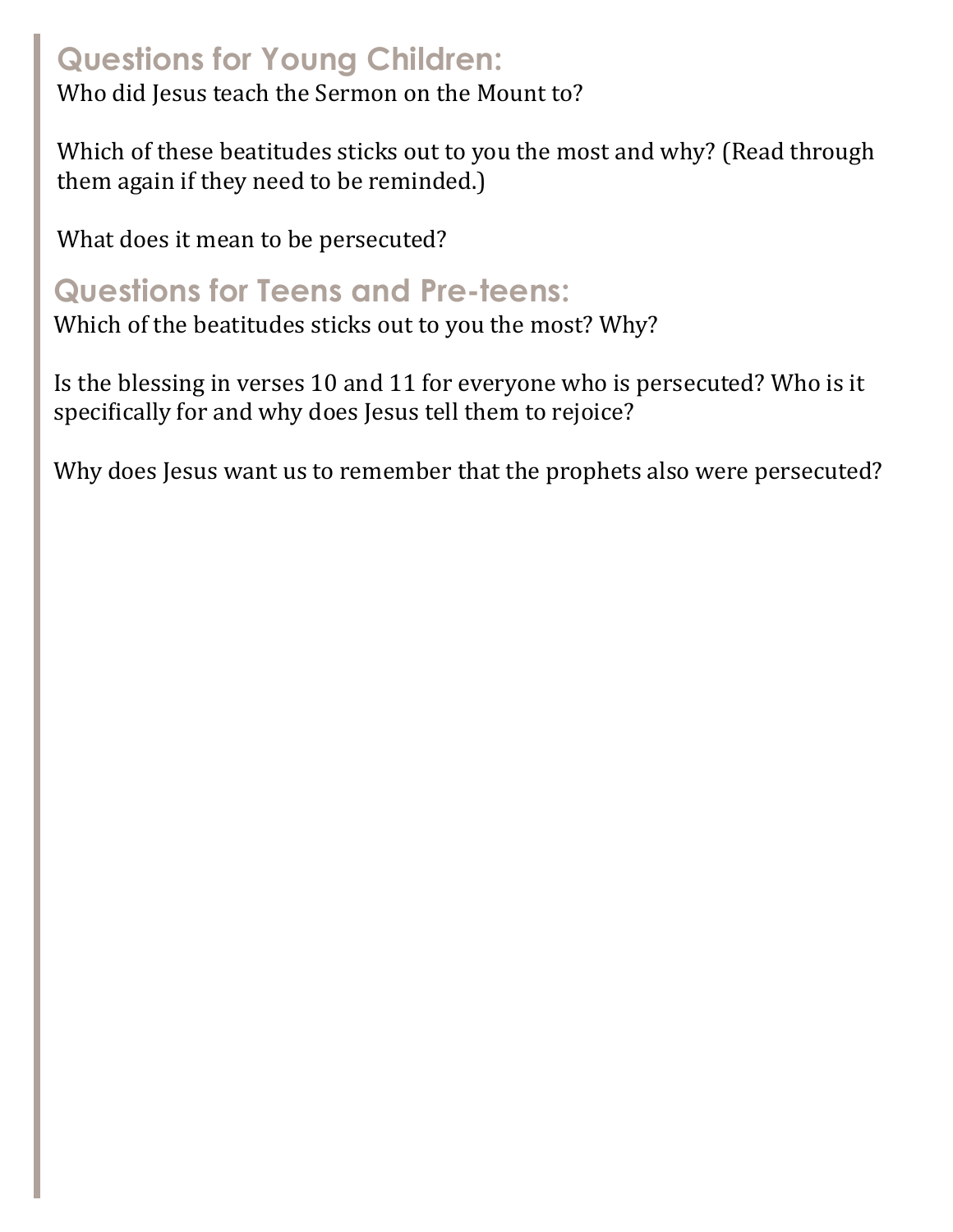## Questions for Young Children:

Who did Jesus teach the Sermon on the Mount to?

Which of these beatitudes sticks out to you the most and why? (Read through them again if they need to be reminded.)

What does it mean to be persecuted?

## Questions for Teens and Pre-teens:

Which of the beatitudes sticks out to you the most? Why?

Is the blessing in verses 10 and 11 for everyone who is persecuted? Who is it specifically for and why does Jesus tell them to rejoice?

Why does Jesus want us to remember that the prophets also were persecuted?